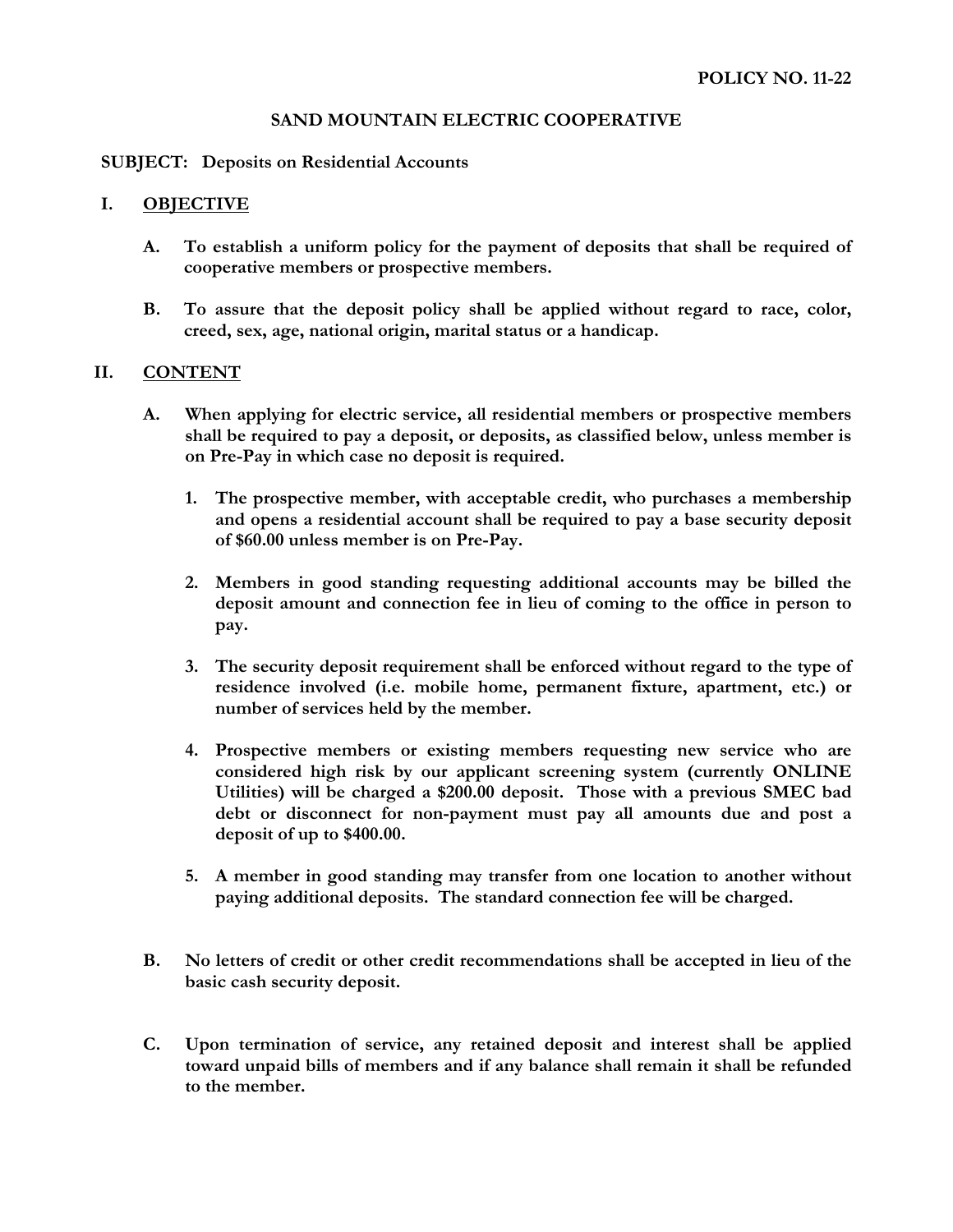**POLICY NO. 11-22**

# SAND MOUNTAIN ELECTRIC COOPERATIVE

**SUBJECT: Deposits on Residential Accounts**

## I. OBJECTIVE

**A. To establish a uniform policy for the payment of deposits that shall be required of cooperative members or prospective members.**

**B. To assure that the deposit policy shall be applied without regard to race, color, creed, sex, age, national origin, marital status or a handicap.**

## II. CONTENT

**A. When applying for electric service, all residential members or prospective members shall be required to pay a deposit, or deposits, as classified below, unless member is on Pre-Pay in which case no deposit is required.**

1. **The prospective member, with acceptable credit, who purchases a membership and opens a residential account shall be required to pay a base security deposit of $60.00 unless member is on Pre-Pay.**

2. **Members in good standing requesting additional accounts may be billed the deposit amount and connection fee in lieu of coming to the office in person to pay.**

3. **The security deposit requirement shall be enforced without regard to the type of residence involved (i.e. mobile home, permanent fixture, apartment, etc.) or number of services held by the member.**

4. **Prospective members or existing members requesting new service who are considered high risk by our applicant screening system (currently ONLINE Utilities) will be charged a $200.00 deposit. Those with a previous SMEC bad debt or disconnect for non-payment must pay all amounts due and post a deposit of up to $400.00.**

5. **A member in good standing may transfer from one location to another without paying additional deposits. The standard connection fee will be charged.**

**B. No letters of credit or other credit recommendations shall be accepted in lieu of the basic cash security deposit.**

**C. Upon termination of service, any retained deposit and interest shall be applied toward unpaid bills of members and if any balance shall remain it shall be refunded to the member.**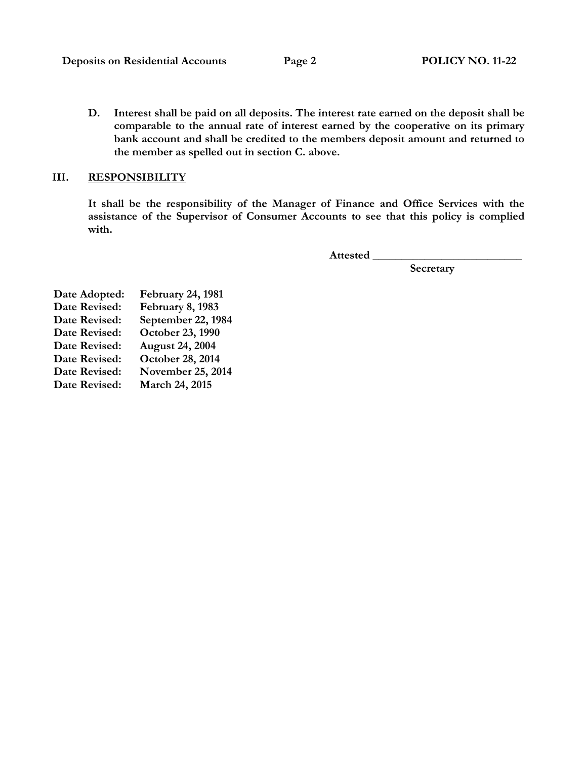**D.** **Interest shall be paid on all deposits. The interest rate earned on the deposit shall be comparable to the annual rate of interest earned by the cooperative on its primary bank account and shall be credited to the members deposit amount and returned to the member as spelled out in section C. above.**

## III. RESPONSIBILITY

**It shall be the responsibility of the Manager of Finance and Office Services with the assistance of the Supervisor of Consumer Accounts to see that this policy is complied with.**

**Attested \_\_\_\_\_\_\_\_\_\_\_\_\_\_\_\_\_\_\_\_\_\_\_\_\_\_\_**
**Secretary**

| | |
|---|---|
| **Date Adopted:** | **February 24, 1981** |
| **Date Revised:** | **February 8, 1983** |
| **Date Revised:** | **September 22, 1984** |
| **Date Revised:** | **October 23, 1990** |
| **Date Revised:** | **August 24, 2004** |
| **Date Revised:** | **October 28, 2014** |
| **Date Revised:** | **November 25, 2014** |
| **Date Revised:** | **March 24, 2015** |